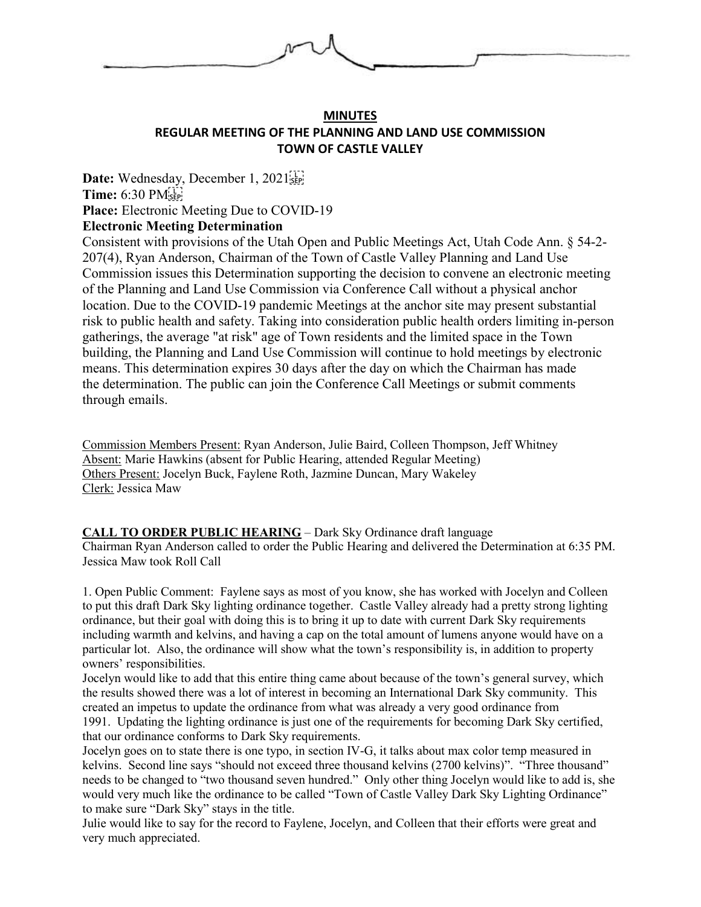## MINUTES

## REGULAR MEETING OF THE PLANNING AND LAND USE COMMISSION

## TOWN OF CASTLE VALLEY

**Date:** Wednesday, December 1, 2021

**Time:** 6:30 PM

**Place:** Electronic Meeting Due to COVID-19

**Electronic Meeting Determination**

Consistent with provisions of the Utah Open and Public Meetings Act, Utah Code Ann. § 54-2-207(4), Ryan Anderson, Chairman of the Town of Castle Valley Planning and Land Use Commission issues this Determination supporting the decision to convene an electronic meeting of the Planning and Land Use Commission via Conference Call without a physical anchor location. Due to the COVID-19 pandemic Meetings at the anchor site may present substantial risk to public health and safety. Taking into consideration public health orders limiting in-person gatherings, the average "at risk" age of Town residents and the limited space in the Town building, the Planning and Land Use Commission will continue to hold meetings by electronic means. This determination expires 30 days after the day on which the Chairman has made the determination. The public can join the Conference Call Meetings or submit comments through emails.

Commission Members Present: Ryan Anderson, Julie Baird, Colleen Thompson, Jeff Whitney
Absent: Marie Hawkins (absent for Public Hearing, attended Regular Meeting)
Others Present: Jocelyn Buck, Faylene Roth, Jazmine Duncan, Mary Wakeley
Clerk: Jessica Maw

**CALL TO ORDER PUBLIC HEARING** – Dark Sky Ordinance draft language

Chairman Ryan Anderson called to order the Public Hearing and delivered the Determination at 6:35 PM. Jessica Maw took Roll Call

1. Open Public Comment: Faylene says as most of you know, she has worked with Jocelyn and Colleen to put this draft Dark Sky lighting ordinance together. Castle Valley already had a pretty strong lighting ordinance, but their goal with doing this is to bring it up to date with current Dark Sky requirements including warmth and kelvins, and having a cap on the total amount of lumens anyone would have on a particular lot. Also, the ordinance will show what the town's responsibility is, in addition to property owners' responsibilities.

Jocelyn would like to add that this entire thing came about because of the town's general survey, which the results showed there was a lot of interest in becoming an International Dark Sky community. This created an impetus to update the ordinance from what was already a very good ordinance from 1991. Updating the lighting ordinance is just one of the requirements for becoming Dark Sky certified, that our ordinance conforms to Dark Sky requirements.

Jocelyn goes on to state there is one typo, in section IV-G, it talks about max color temp measured in kelvins. Second line says "should not exceed three thousand kelvins (2700 kelvins)". "Three thousand" needs to be changed to "two thousand seven hundred." Only other thing Jocelyn would like to add is, she would very much like the ordinance to be called "Town of Castle Valley Dark Sky Lighting Ordinance" to make sure "Dark Sky" stays in the title.

Julie would like to say for the record to Faylene, Jocelyn, and Colleen that their efforts were great and very much appreciated.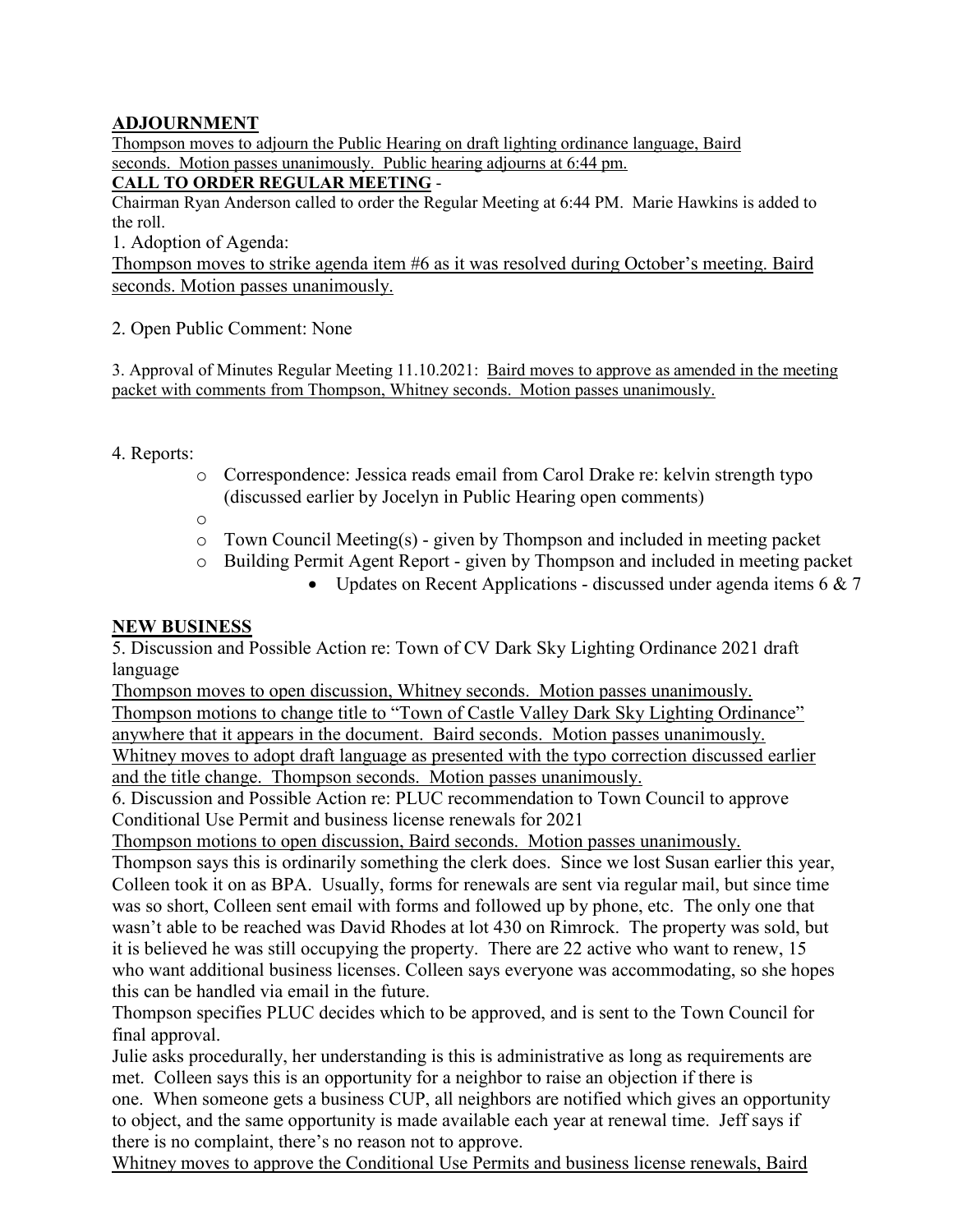**ADJOURNMENT**

Thompson moves to adjourn the Public Hearing on draft lighting ordinance language, Baird seconds. Motion passes unanimously. Public hearing adjourns at 6:44 pm.

**CALL TO ORDER REGULAR MEETING** -

Chairman Ryan Anderson called to order the Regular Meeting at 6:44 PM. Marie Hawkins is added to the roll.

1. Adoption of Agenda:

Thompson moves to strike agenda item #6 as it was resolved during October's meeting. Baird seconds. Motion passes unanimously.

2. Open Public Comment: None

3. Approval of Minutes Regular Meeting 11.10.2021: Baird moves to approve as amended in the meeting packet with comments from Thompson, Whitney seconds. Motion passes unanimously.

4. Reports:

- Correspondence: Jessica reads email from Carol Drake re: kelvin strength typo (discussed earlier by Jocelyn in Public Hearing open comments)
- 
- Town Council Meeting(s) - given by Thompson and included in meeting packet
- Building Permit Agent Report - given by Thompson and included in meeting packet
  - Updates on Recent Applications - discussed under agenda items 6 & 7

**NEW BUSINESS**

5. Discussion and Possible Action re: Town of CV Dark Sky Lighting Ordinance 2021 draft language

Thompson moves to open discussion, Whitney seconds. Motion passes unanimously. Thompson motions to change title to "Town of Castle Valley Dark Sky Lighting Ordinance" anywhere that it appears in the document. Baird seconds. Motion passes unanimously. Whitney moves to adopt draft language as presented with the typo correction discussed earlier and the title change. Thompson seconds. Motion passes unanimously.

6. Discussion and Possible Action re: PLUC recommendation to Town Council to approve Conditional Use Permit and business license renewals for 2021

Thompson motions to open discussion, Baird seconds. Motion passes unanimously.

Thompson says this is ordinarily something the clerk does. Since we lost Susan earlier this year, Colleen took it on as BPA. Usually, forms for renewals are sent via regular mail, but since time was so short, Colleen sent email with forms and followed up by phone, etc. The only one that wasn't able to be reached was David Rhodes at lot 430 on Rimrock. The property was sold, but it is believed he was still occupying the property. There are 22 active who want to renew, 15 who want additional business licenses. Colleen says everyone was accommodating, so she hopes this can be handled via email in the future.

Thompson specifies PLUC decides which to be approved, and is sent to the Town Council for final approval.

Julie asks procedurally, her understanding is this is administrative as long as requirements are met. Colleen says this is an opportunity for a neighbor to raise an objection if there is one. When someone gets a business CUP, all neighbors are notified which gives an opportunity to object, and the same opportunity is made available each year at renewal time. Jeff says if there is no complaint, there's no reason not to approve.

Whitney moves to approve the Conditional Use Permits and business license renewals, Baird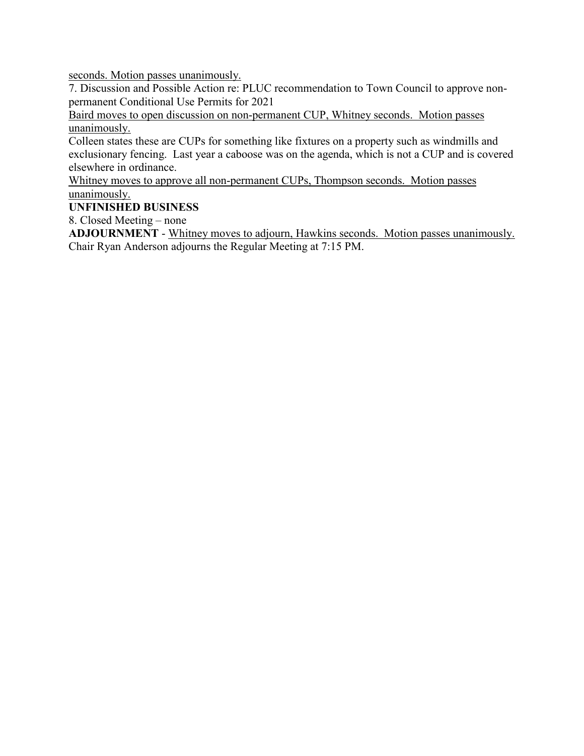seconds. Motion passes unanimously.

7. Discussion and Possible Action re: PLUC recommendation to Town Council to approve non-permanent Conditional Use Permits for 2021

Baird moves to open discussion on non-permanent CUP, Whitney seconds. Motion passes unanimously.

Colleen states these are CUPs for something like fixtures on a property such as windmills and exclusionary fencing. Last year a caboose was on the agenda, which is not a CUP and is covered elsewhere in ordinance.

Whitney moves to approve all non-permanent CUPs, Thompson seconds. Motion passes unanimously.

**UNFINISHED BUSINESS**

8. Closed Meeting – none

**ADJOURNMENT** - Whitney moves to adjourn, Hawkins seconds. Motion passes unanimously.
Chair Ryan Anderson adjourns the Regular Meeting at 7:15 PM.